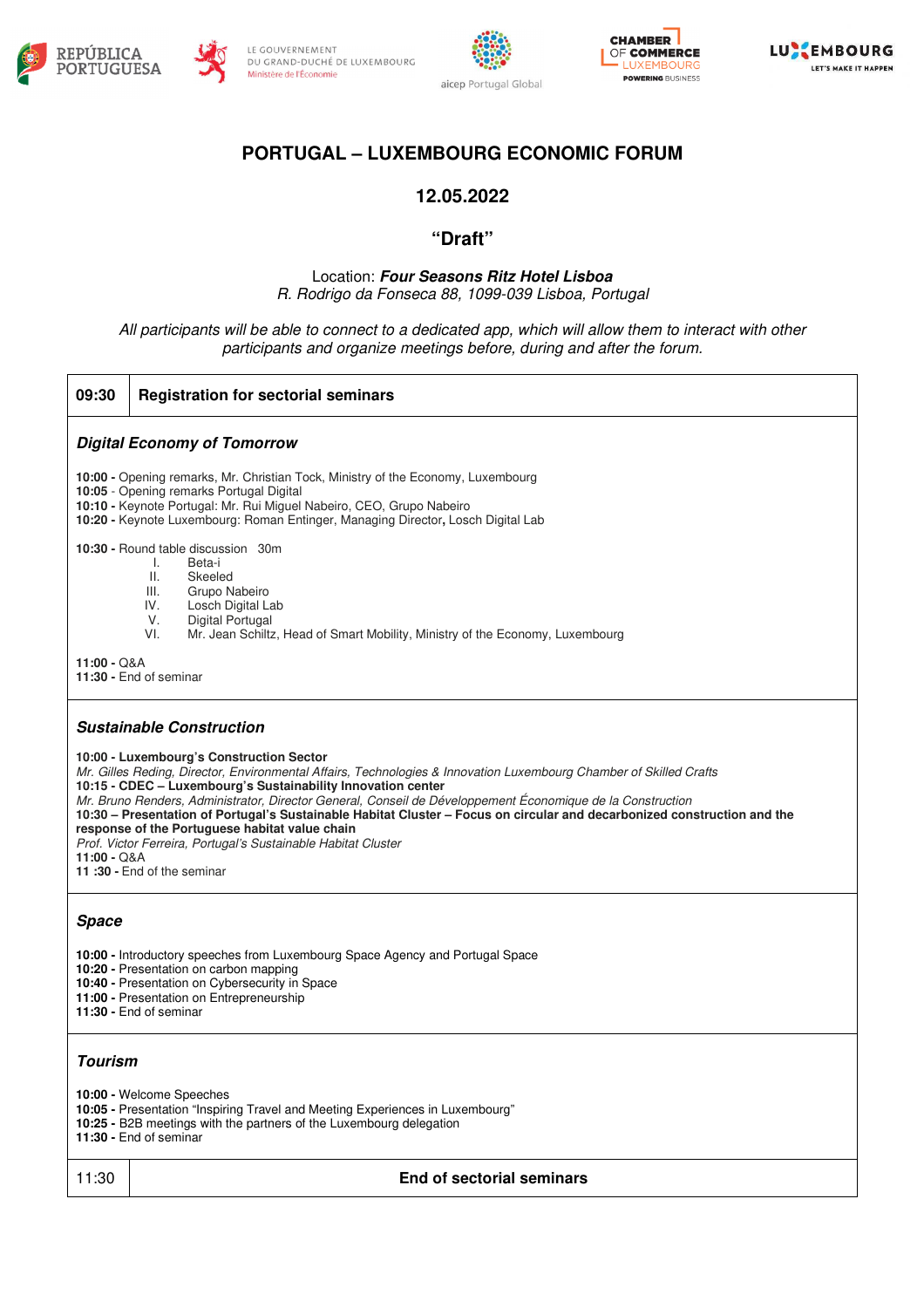# PORTUGAL – LUXEMBOURG ECONOMIC FORUM

## 12.05.2022

## "Draft"

Location: ***Four Seasons Ritz Hotel Lisboa***
*R. Rodrigo da Fonseca 88, 1099-039 Lisboa, Portugal*

*All participants will be able to connect to a dedicated app, which will allow them to interact with other participants and organize meetings before, during and after the forum.*

| 09:30 | Registration for sectorial seminars |
|---|---|

### *Digital Economy of Tomorrow*

**10:00 -** Opening remarks, Mr. Christian Tock, Ministry of the Economy, Luxembourg
**10:05** - Opening remarks Portugal Digital
**10:10 -** Keynote Portugal: Mr. Rui Miguel Nabeiro, CEO, Grupo Nabeiro
**10:20 -** Keynote Luxembourg: Roman Entinger, Managing Director**,** Losch Digital Lab

**10:30 -** Round table discussion 30m

I. Beta-i
II. Skeeled
III. Grupo Nabeiro
IV. Losch Digital Lab
V. Digital Portugal
VI. Mr. Jean Schiltz, Head of Smart Mobility, Ministry of the Economy, Luxembourg

**11:00 -** Q&A
**11:30 -** End of seminar

### *Sustainable Construction*

**10:00 - Luxembourg's Construction Sector**
*Mr. Gilles Reding, Director, Environmental Affairs, Technologies & Innovation Luxembourg Chamber of Skilled Crafts*
**10:15 - CDEC – Luxembourg's Sustainability Innovation center**
*Mr. Bruno Renders, Administrator, Director General, Conseil de Développement Économique de la Construction*
**10:30 – Presentation of Portugal's Sustainable Habitat Cluster – Focus on circular and decarbonized construction and the response of the Portuguese habitat value chain**
*Prof. Victor Ferreira, Portugal's Sustainable Habitat Cluster*
**11:00 -** Q&A
**11 :30 -** End of the seminar

### *Space*

**10:00 -** Introductory speeches from Luxembourg Space Agency and Portugal Space
**10:20 -** Presentation on carbon mapping
**10:40 -** Presentation on Cybersecurity in Space
**11:00 -** Presentation on Entrepreneurship
**11:30 -** End of seminar

### *Tourism*

**10:00 -** Welcome Speeches
**10:05 -** Presentation "Inspiring Travel and Meeting Experiences in Luxembourg"
**10:25 -** B2B meetings with the partners of the Luxembourg delegation
**11:30 -** End of seminar

| 11:30 | End of sectorial seminars |
|---|---|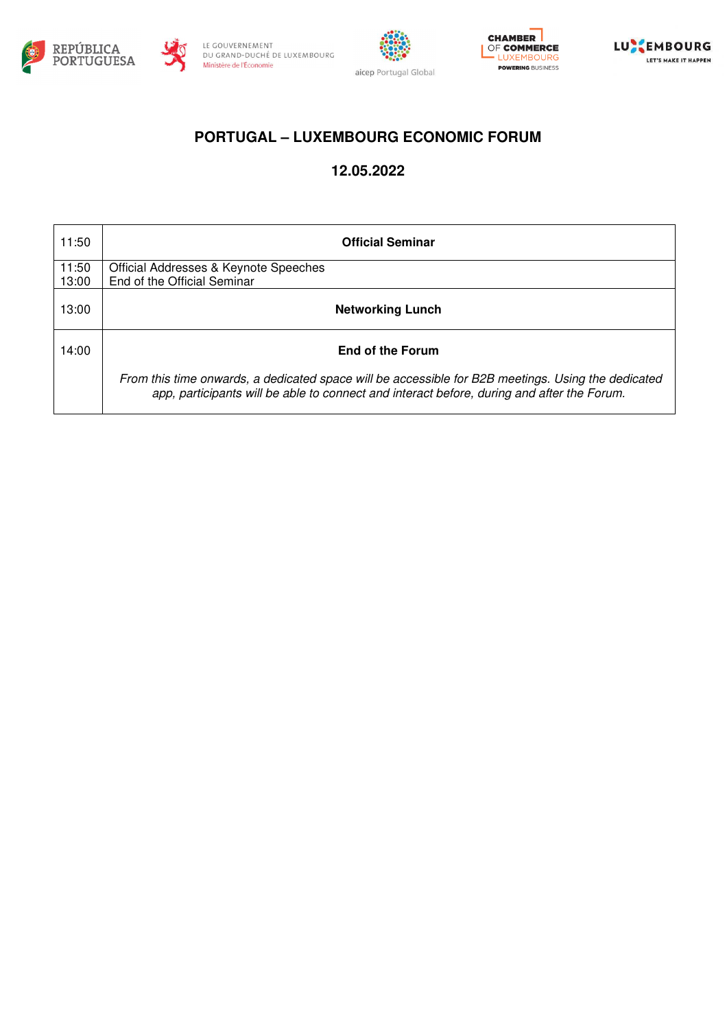# PORTUGAL – LUXEMBOURG ECONOMIC FORUM

## 12.05.2022

| | |
|---|---|
| 11:50 | **Official Seminar** |
| 11:50<br>13:00 | Official Addresses & Keynote Speeches<br>End of the Official Seminar |
| 13:00 | **Networking Lunch** |
| 14:00 | **End of the Forum**<br><br>*From this time onwards, a dedicated space will be accessible for B2B meetings. Using the dedicated app, participants will be able to connect and interact before, during and after the Forum.* |